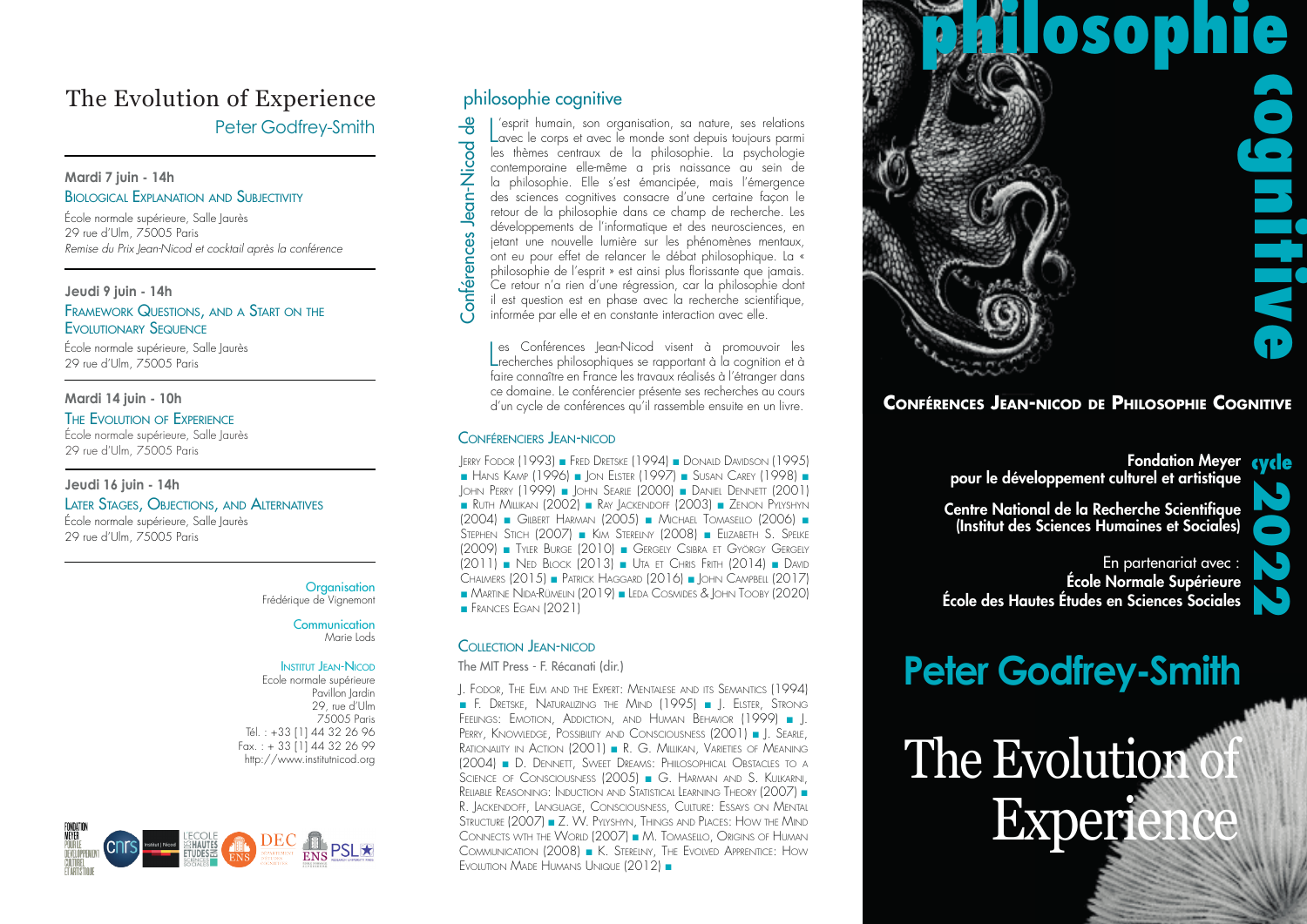# The Evolution of Experience

## Peter Godfrey-Smith

**Mardi 7 juin - 14h**
BIOLOGICAL EXPLANATION AND SUBJECTIVITY
École normale supérieure, Salle Jaurès
29 rue d'Ulm, 75005 Paris
*Remise du Prix Jean-Nicod et cocktail après la conférence*

**Jeudi 9 juin - 14h**
FRAMEWORK QUESTIONS, AND A START ON THE EVOLUTIONARY SEQUENCE
École normale supérieure, Salle Jaurès
29 rue d'Ulm, 75005 Paris

**Mardi 14 juin - 10h**
THE EVOLUTION OF EXPERIENCE
École normale supérieure, Salle Jaurès
29 rue d'Ulm, 75005 Paris

**Jeudi 16 juin - 14h**
LATER STAGES, OBJECTIONS, AND ALTERNATIVES
École normale supérieure, Salle Jaurès
29 rue d'Ulm, 75005 Paris

Organisation
Frédérique de Vignemont

Communication
Marie Lods

INSTITUT JEAN-NICOD
Ecole normale supérieure
Pavillon Jardin
29, rue d'Ulm
75005 Paris
Tél. : +33 (1) 44 32 26 96
Fax. : + 33 (1) 44 32 26 99
http://www.institutnicod.org

# philosophie cognitive

Conférences Jean-Nicod de

L'esprit humain, son organisation, sa nature, ses relations avec le corps et avec le monde sont depuis toujours parmi les thèmes centraux de la philosophie. La psychologie contemporaine elle-même a pris naissance au sein de la philosophie. Elle s'est émancipée, mais l'émergence des sciences cognitives consacre d'une certaine façon le retour de la philosophie dans ce champ de recherche. Les développements de l'informatique et des neurosciences, en jetant une nouvelle lumière sur les phénomènes mentaux, ont eu pour effet de relancer le débat philosophique. La « philosophie de l'esprit » est ainsi plus florissante que jamais. Ce retour n'a rien d'une régression, car la philosophie dont il est question est en phase avec la recherche scientifique, informée par elle et en constante interaction avec elle.

Les Conférences Jean-Nicod visent à promouvoir les recherches philosophiques se rapportant à la cognition et à faire connaître en France les travaux réalisés à l'étranger dans ce domaine. Le conférencier présente ses recherches au cours d'un cycle de conférences qu'il rassemble ensuite en un livre.

## CONFÉRENCIERS JEAN-NICOD

JERRY FODOR (1993) ■ FRED DRETSKE (1994) ■ DONALD DAVIDSON (1995) ■ HANS KAMP (1996) ■ JON ELSTER (1997) ■ SUSAN CAREY (1998) ■ JOHN PERRY (1999) ■ JOHN SEARLE (2000) ■ DANIEL DENNETT (2001) ■ RUTH MILLIKAN (2002) ■ RAY JACKENDOFF (2003) ■ ZENON PYLYSHYN (2004) ■ GILBERT HARMAN (2005) ■ MICHAEL TOMASELLO (2006) ■ STEPHEN STICH (2007) ■ KIM STERELNY (2008) ■ ELIZABETH S. SPELKE (2009) ■ TYLER BURGE (2010) ■ GERGELY CSIBRA ET GYÖRGY GERGELY (2011) ■ NED BLOCK (2013) ■ UTA ET CHRIS FRITH (2014) ■ DAVID CHALMERS (2015) ■ PATRICK HAGGARD (2016) ■ JOHN CAMPBELL (2017) ■ MARTINE NIDA-RUMELIN (2019) ■ LEDA COSMIDES & JOHN TOOBY (2020) ■ FRANCES EGAN (2021)

## COLLECTION JEAN-NICOD

The MIT Press - F. Récanati (dir.)

J. FODOR, THE ELM AND THE EXPERT: MENTALESE AND ITS SEMANTICS (1994) ■ F. DRETSKE, NATURALIZING THE MIND (1995) ■ J. ELSTER, STRONG FEELINGS: EMOTION, ADDICTION, AND HUMAN BEHAVIOR (1999) ■ J. PERRY, KNOWLEDGE, POSSIBILITY AND CONSCIOUSNESS (2001) ■ J. SEARLE, RATIONALITY IN ACTION (2001) ■ R. G. MILLIKAN, VARIETIES OF MEANING (2004) ■ D. DENNETT, SWEET DREAMS: PHILOSOPHICAL OBSTACLES TO A SCIENCE OF CONSCIOUSNESS (2005) ■ G. HARMAN AND S. KULKARNI, RELIABLE REASONING: INDUCTION AND STATISTICAL LEARNING THEORY (2007) ■ R. JACKENDOFF, LANGUAGE, CONSCIOUSNESS, CULTURE: ESSAYS ON MENTAL STRUCTURE (2007) ■ Z. W. PYLYSHYN, THINGS AND PLACES: HOW THE MIND CONNECTS WITH THE WORLD (2007) ■ M. TOMASELLO, ORIGINS OF HUMAN COMMUNICATION (2008) ■ K. STERELNY, THE EVOLVED APPRENTICE: HOW EVOLUTION MADE HUMANS UNIQUE (2012) ■

# philosophie cognitive

**CONFÉRENCES JEAN-NICOD DE PHILOSOPHIE COGNITIVE**

**cycle 2022**

**Fondation Meyer pour le développement culturel et artistique**

**Centre National de la Recherche Scientifique (Institut des Sciences Humaines et Sociales)**

En partenariat avec :
**École Normale Supérieure**
**École des Hautes Études en Sciences Sociales**

# Peter Godfrey-Smith

# The Evolution of Experience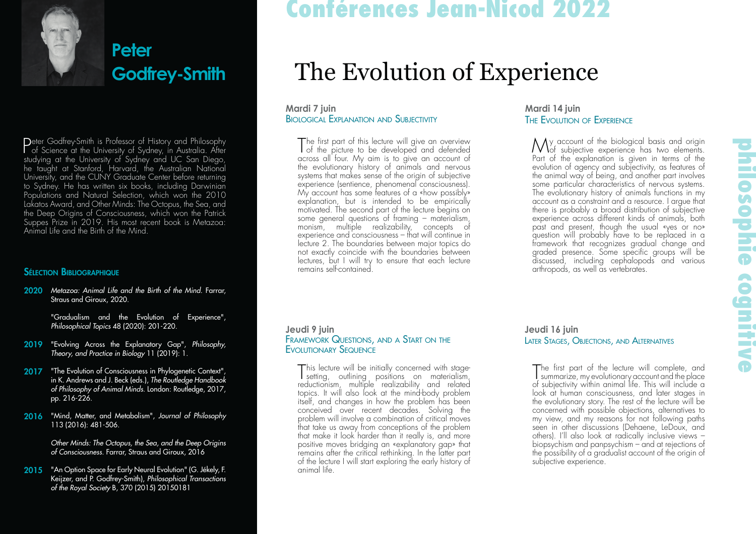# Conférences Jean-Nicod 2022

## Peter Godfrey-Smith

Peter Godfrey-Smith is Professor of History and Philosophy of Science at the University of Sydney, in Australia. After studying at the University of Sydney and UC San Diego, he taught at Stanford, Harvard, the Australian National University, and the CUNY Graduate Center before returning to Sydney. He has written six books, including Darwinian Populations and Natural Selection, which won the 2010 Lakatos Award, and Other Minds: The Octopus, the Sea, and the Deep Origins of Consciousness, which won the Patrick Suppes Prize in 2019. His most recent book is Metazoa: Animal Life and the Birth of the Mind.

### Sélection Bibliographique

**2020** *Metazoa: Animal Life and the Birth of the Mind*. Farrar, Straus and Giroux, 2020.

"Gradualism and the Evolution of Experience", *Philosophical Topics* 48 (2020): 201-220.

**2019** "Evolving Across the Explanatory Gap", *Philosophy, Theory, and Practice in Biology* 11 (2019): 1.

**2017** "The Evolution of Consciousness in Phylogenetic Context", in K. Andrews and J. Beck (eds.), *The Routledge Handbook of Philosophy of Animal Minds*. London: Routledge, 2017, pp. 216-226.

**2016** "Mind, Matter, and Metabolism", *Journal of Philosophy* 113 (2016): 481-506.

*Other Minds: The Octopus, the Sea, and the Deep Origins of Consciousness*. Farrar, Straus and Giroux, 2016

**2015** "An Option Space for Early Neural Evolution" (G. Jékely, F. Keijzer, and P. Godfrey-Smith), *Philosophical Transactions of the Royal Society* B, 370 (2015) 20150181

# The Evolution of Experience

### Mardi 7 juin
**Biological Explanation and Subjectivity**

The first part of this lecture will give an overview of the picture to be developed and defended across all four. My aim is to give an account of the evolutionary history of animals and nervous systems that makes sense of the origin of subjective experience (sentience, phenomenal consciousness). My account has some features of a «how possibly» explanation, but is intended to be empirically motivated. The second part of the lecture begins on some general questions of framing – materialism, monism, multiple realizability, concepts of experience and consciousness – that will continue in lecture 2. The boundaries between major topics do not exactly coincide with the boundaries between lectures, but I will try to ensure that each lecture remains self-contained.

### Jeudi 9 juin
**Framework Questions, and a Start on the Evolutionary Sequence**

This lecture will be initially concerned with stage-setting, outlining positions on materialism, reductionism, multiple realizability and related topics. It will also look at the mind-body problem itself, and changes in how the problem has been conceived over recent decades. Solving the problem will involve a combination of critical moves that take us away from conceptions of the problem that make it look harder than it really is, and more positive moves bridging an «explanatory gap» that remains after the critical rethinking. In the latter part of the lecture I will start exploring the early history of animal life.

### Mardi 14 juin
**The Evolution of Experience**

My account of the biological basis and origin of subjective experience has two elements. Part of the explanation is given in terms of the evolution of agency and subjectivity, as features of the animal way of being, and another part involves some particular characteristics of nervous systems. The evolutionary history of animals functions in my account as a constraint and a resource. I argue that there is probably a broad distribution of subjective experience across different kinds of animals, both past and present, though the usual «yes or no» question will probably have to be replaced in a framework that recognizes gradual change and graded presence. Some specific groups will be discussed, including cephalopods and various arthropods, as well as vertebrates.

### Jeudi 16 juin
**Later Stages, Objections, and Alternatives**

The first part of the lecture will complete, and summarize, my evolutionary account and the place of subjectivity within animal life. This will include a look at human consciousness, and later stages in the evolutionary story. The rest of the lecture will be concerned with possible objections, alternatives to my view, and my reasons for not following paths seen in other discussions (Dehaene, LeDoux, and others). I'll also look at radically inclusive views – biopsychism and panpsychism – and at rejections of the possibility of a gradualist account of the origin of subjective experience.

philosophie cognitive